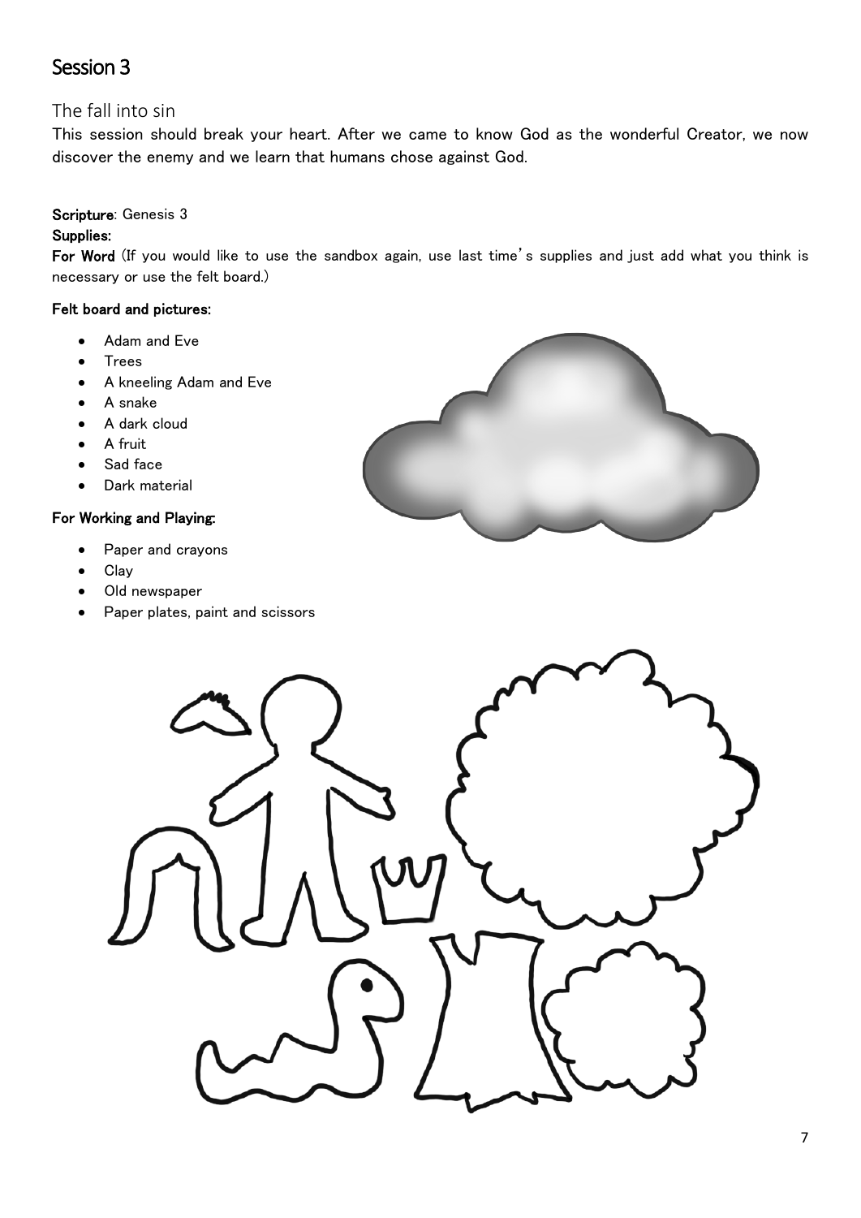# Session 3

## The fall into sin

This session should break your heart. After we came to know God as the wonderful Creator, we now discover the enemy and we learn that humans chose against God.

**Scripture**: Genesis 3

**Supplies:**

**For Word** (If you would like to use the sandbox again, use last time's supplies and just add what you think is necessary or use the felt board.)

**Felt board and pictures:**

- Adam and Eve
- Trees
- A kneeling Adam and Eve
- A snake
- A dark cloud
- A fruit
- Sad face
- Dark material

**For Working and Playing:**

- Paper and crayons
- Clay
- Old newspaper
- Paper plates, paint and scissors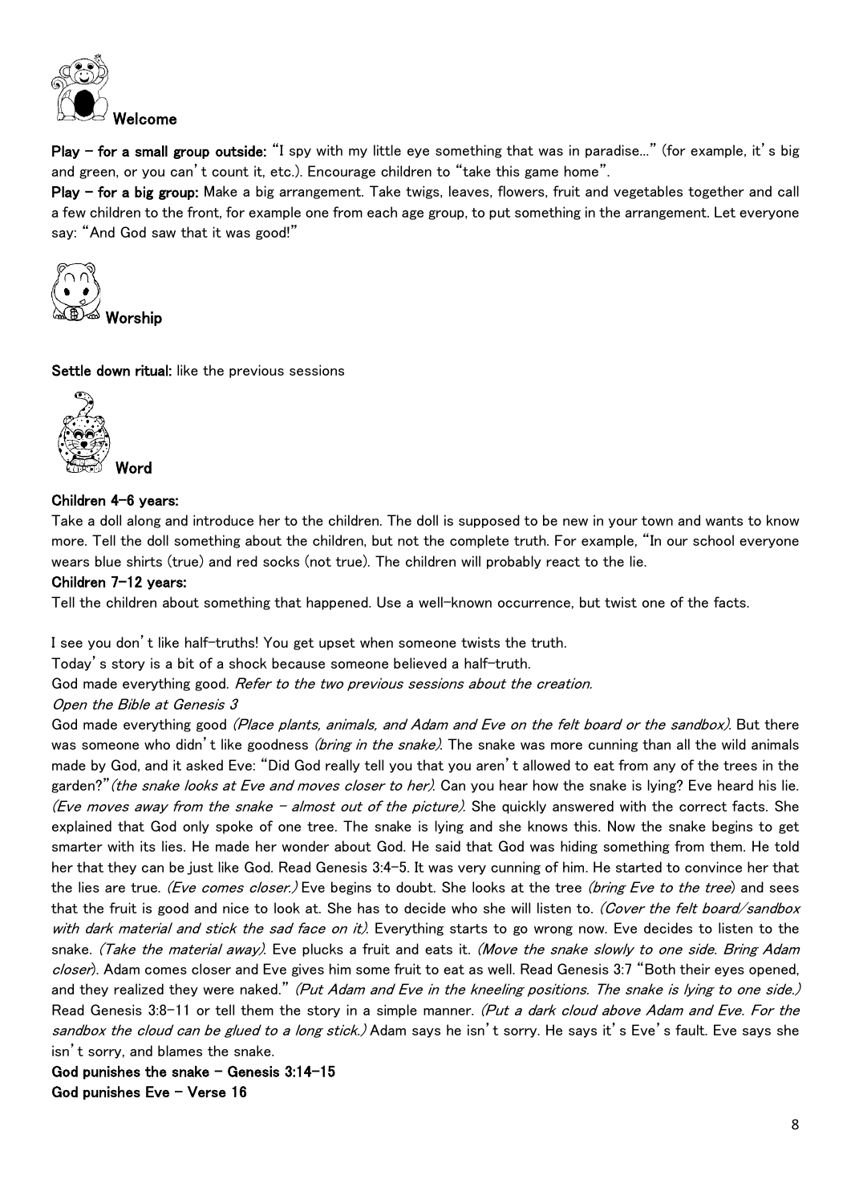## Welcome

**Play – for a small group outside:** "I spy with my little eye something that was in paradise..." (for example, it's big and green, or you can't count it, etc.). Encourage children to "take this game home".

**Play – for a big group:** Make a big arrangement. Take twigs, leaves, flowers, fruit and vegetables together and call a few children to the front, for example one from each age group, to put something in the arrangement. Let everyone say: "And God saw that it was good!"

## Worship

**Settle down ritual:** like the previous sessions

## Word

**Children 4-6 years:**

Take a doll along and introduce her to the children. The doll is supposed to be new in your town and wants to know more. Tell the doll something about the children, but not the complete truth. For example, "In our school everyone wears blue shirts (true) and red socks (not true). The children will probably react to the lie.

**Children 7-12 years:**

Tell the children about something that happened. Use a well-known occurrence, but twist one of the facts.

I see you don't like half-truths! You get upset when someone twists the truth.

Today's story is a bit of a shock because someone believed a half-truth.

God made everything good. *Refer to the two previous sessions about the creation.*

*Open the Bible at Genesis 3*

God made everything good *(Place plants, animals, and Adam and Eve on the felt board or the sandbox)*. But there was someone who didn't like goodness *(bring in the snake)*. The snake was more cunning than all the wild animals made by God, and it asked Eve: "Did God really tell you that you aren't allowed to eat from any of the trees in the garden?" *(the snake looks at Eve and moves closer to her)*. Can you hear how the snake is lying? Eve heard his lie. *(Eve moves away from the snake – almost out of the picture)*. She quickly answered with the correct facts. She explained that God only spoke of one tree. The snake is lying and she knows this. Now the snake begins to get smarter with its lies. He made her wonder about God. He said that God was hiding something from them. He told her that they can be just like God. Read Genesis 3:4-5. It was very cunning of him. He started to convince her that the lies are true. *(Eve comes closer.)* Eve begins to doubt. She looks at the tree *(bring Eve to the tree)* and sees that the fruit is good and nice to look at. She has to decide who she will listen to. *(Cover the felt board/sandbox with dark material and stick the sad face on it)*. Everything starts to go wrong now. Eve decides to listen to the snake. *(Take the material away)*. Eve plucks a fruit and eats it. *(Move the snake slowly to one side. Bring Adam closer)*. Adam comes closer and Eve gives him some fruit to eat as well. Read Genesis 3:7 "Both their eyes opened, and they realized they were naked." *(Put Adam and Eve in the kneeling positions. The snake is lying to one side.)* Read Genesis 3:8-11 or tell them the story in a simple manner. *(Put a dark cloud above Adam and Eve. For the sandbox the cloud can be glued to a long stick.)* Adam says he isn't sorry. He says it's Eve's fault. Eve says she isn't sorry, and blames the snake.

**God punishes the snake – Genesis 3:14-15**

**God punishes Eve – Verse 16**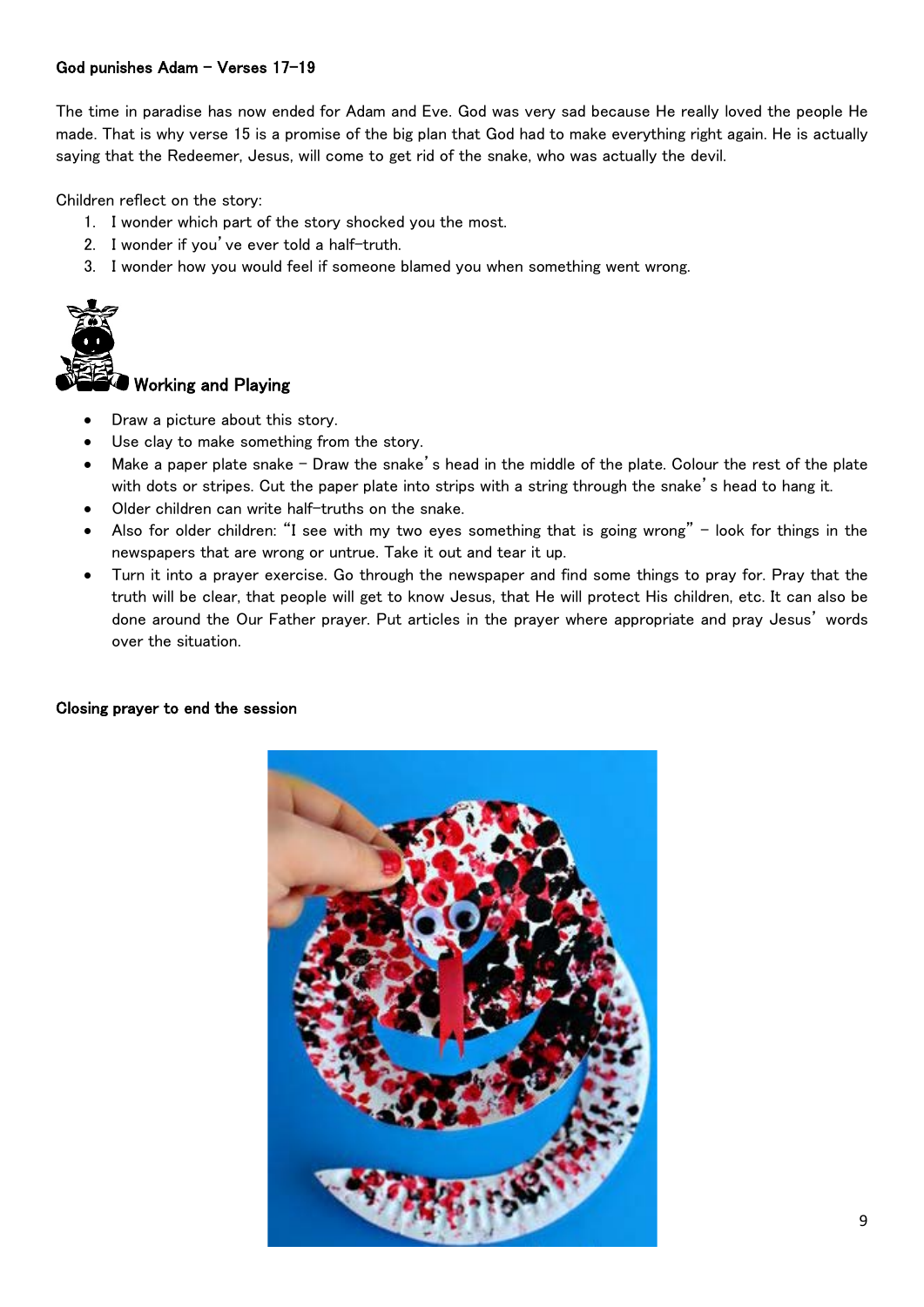**God punishes Adam – Verses 17-19**

The time in paradise has now ended for Adam and Eve. God was very sad because He really loved the people He made. That is why verse 15 is a promise of the big plan that God had to make everything right again. He is actually saying that the Redeemer, Jesus, will come to get rid of the snake, who was actually the devil.

Children reflect on the story:

1. I wonder which part of the story shocked you the most.
2. I wonder if you've ever told a half-truth.
3. I wonder how you would feel if someone blamed you when something went wrong.

## Working and Playing

- Draw a picture about this story.
- Use clay to make something from the story.
- Make a paper plate snake – Draw the snake's head in the middle of the plate. Colour the rest of the plate with dots or stripes. Cut the paper plate into strips with a string through the snake's head to hang it.
- Older children can write half-truths on the snake.
- Also for older children: "I see with my two eyes something that is going wrong" – look for things in the newspapers that are wrong or untrue. Take it out and tear it up.
- Turn it into a prayer exercise. Go through the newspaper and find some things to pray for. Pray that the truth will be clear, that people will get to know Jesus, that He will protect His children, etc. It can also be done around the Our Father prayer. Put articles in the prayer where appropriate and pray Jesus' words over the situation.

**Closing prayer to end the session**